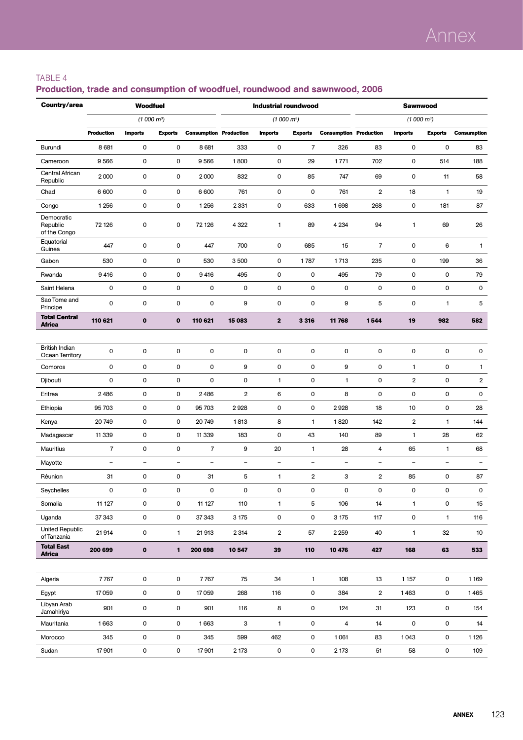TABLE 4

**Production, trade and consumption of woodfuel, roundwood and sawnwood, 2006**

| Country/area | Woodfuel (1 000 m³) | | | | Industrial roundwood (1 000 m³) | | | | Sawnwood (1 000 m³) | | | |
|---|---|---|---|---|---|---|---|---|---|---|---|---|
| | Production | Imports | Exports | Consumption | Production | Imports | Exports | Consumption | Production | Imports | Exports | Consumption |
| Burundi | 8 681 | 0 | 0 | 8 681 | 333 | 0 | 7 | 326 | 83 | 0 | 0 | 83 |
| Cameroon | 9 566 | 0 | 0 | 9 566 | 1 800 | 0 | 29 | 1 771 | 702 | 0 | 514 | 188 |
| Central African Republic | 2 000 | 0 | 0 | 2 000 | 832 | 0 | 85 | 747 | 69 | 0 | 11 | 58 |
| Chad | 6 600 | 0 | 0 | 6 600 | 761 | 0 | 0 | 761 | 2 | 18 | 1 | 19 |
| Congo | 1 256 | 0 | 0 | 1 256 | 2 331 | 0 | 633 | 1 698 | 268 | 0 | 181 | 87 |
| Democratic Republic of the Congo | 72 126 | 0 | 0 | 72 126 | 4 322 | 1 | 89 | 4 234 | 94 | 1 | 69 | 26 |
| Equatorial Guinea | 447 | 0 | 0 | 447 | 700 | 0 | 685 | 15 | 7 | 0 | 6 | 1 |
| Gabon | 530 | 0 | 0 | 530 | 3 500 | 0 | 1 787 | 1 713 | 235 | 0 | 199 | 36 |
| Rwanda | 9 416 | 0 | 0 | 9 416 | 495 | 0 | 0 | 495 | 79 | 0 | 0 | 79 |
| Saint Helena | 0 | 0 | 0 | 0 | 0 | 0 | 0 | 0 | 0 | 0 | 0 | 0 |
| Sao Tome and Principe | 0 | 0 | 0 | 0 | 9 | 0 | 0 | 9 | 5 | 0 | 1 | 5 |
| **Total Central Africa** | **110 621** | **0** | **0** | **110 621** | **15 083** | **2** | **3 316** | **11 768** | **1 544** | **19** | **982** | **582** |
| | | | | | | | | | | | | |
| British Indian Ocean Territory | 0 | 0 | 0 | 0 | 0 | 0 | 0 | 0 | 0 | 0 | 0 | 0 |
| Comoros | 0 | 0 | 0 | 0 | 9 | 0 | 0 | 9 | 0 | 1 | 0 | 1 |
| Djibouti | 0 | 0 | 0 | 0 | 0 | 1 | 0 | 1 | 0 | 2 | 0 | 2 |
| Eritrea | 2 486 | 0 | 0 | 2 486 | 2 | 6 | 0 | 8 | 0 | 0 | 0 | 0 |
| Ethiopia | 95 703 | 0 | 0 | 95 703 | 2 928 | 0 | 0 | 2 928 | 18 | 10 | 0 | 28 |
| Kenya | 20 749 | 0 | 0 | 20 749 | 1 813 | 8 | 1 | 1 820 | 142 | 2 | 1 | 144 |
| Madagascar | 11 339 | 0 | 0 | 11 339 | 183 | 0 | 43 | 140 | 89 | 1 | 28 | 62 |
| Mauritius | 7 | 0 | 0 | 7 | 9 | 20 | 1 | 28 | 4 | 65 | 1 | 68 |
| Mayotte | – | – | – | – | – | – | – | – | – | – | – | – |
| Réunion | 31 | 0 | 0 | 31 | 5 | 1 | 2 | 3 | 2 | 85 | 0 | 87 |
| Seychelles | 0 | 0 | 0 | 0 | 0 | 0 | 0 | 0 | 0 | 0 | 0 | 0 |
| Somalia | 11 127 | 0 | 0 | 11 127 | 110 | 1 | 5 | 106 | 14 | 1 | 0 | 15 |
| Uganda | 37 343 | 0 | 0 | 37 343 | 3 175 | 0 | 0 | 3 175 | 117 | 0 | 1 | 116 |
| United Republic of Tanzania | 21 914 | 0 | 1 | 21 913 | 2 314 | 2 | 57 | 2 259 | 40 | 1 | 32 | 10 |
| **Total East Africa** | **200 699** | **0** | **1** | **200 698** | **10 547** | **39** | **110** | **10 476** | **427** | **168** | **63** | **533** |
| | | | | | | | | | | | | |
| Algeria | 7 767 | 0 | 0 | 7 767 | 75 | 34 | 1 | 108 | 13 | 1 157 | 0 | 1 169 |
| Egypt | 17 059 | 0 | 0 | 17 059 | 268 | 116 | 0 | 384 | 2 | 1 463 | 0 | 1 465 |
| Libyan Arab Jamahiriya | 901 | 0 | 0 | 901 | 116 | 8 | 0 | 124 | 31 | 123 | 0 | 154 |
| Mauritania | 1 663 | 0 | 0 | 1 663 | 3 | 1 | 0 | 4 | 14 | 0 | 0 | 14 |
| Morocco | 345 | 0 | 0 | 345 | 599 | 462 | 0 | 1 061 | 83 | 1 043 | 0 | 1 126 |
| Sudan | 17 901 | 0 | 0 | 17 901 | 2 173 | 0 | 0 | 2 173 | 51 | 58 | 0 | 109 |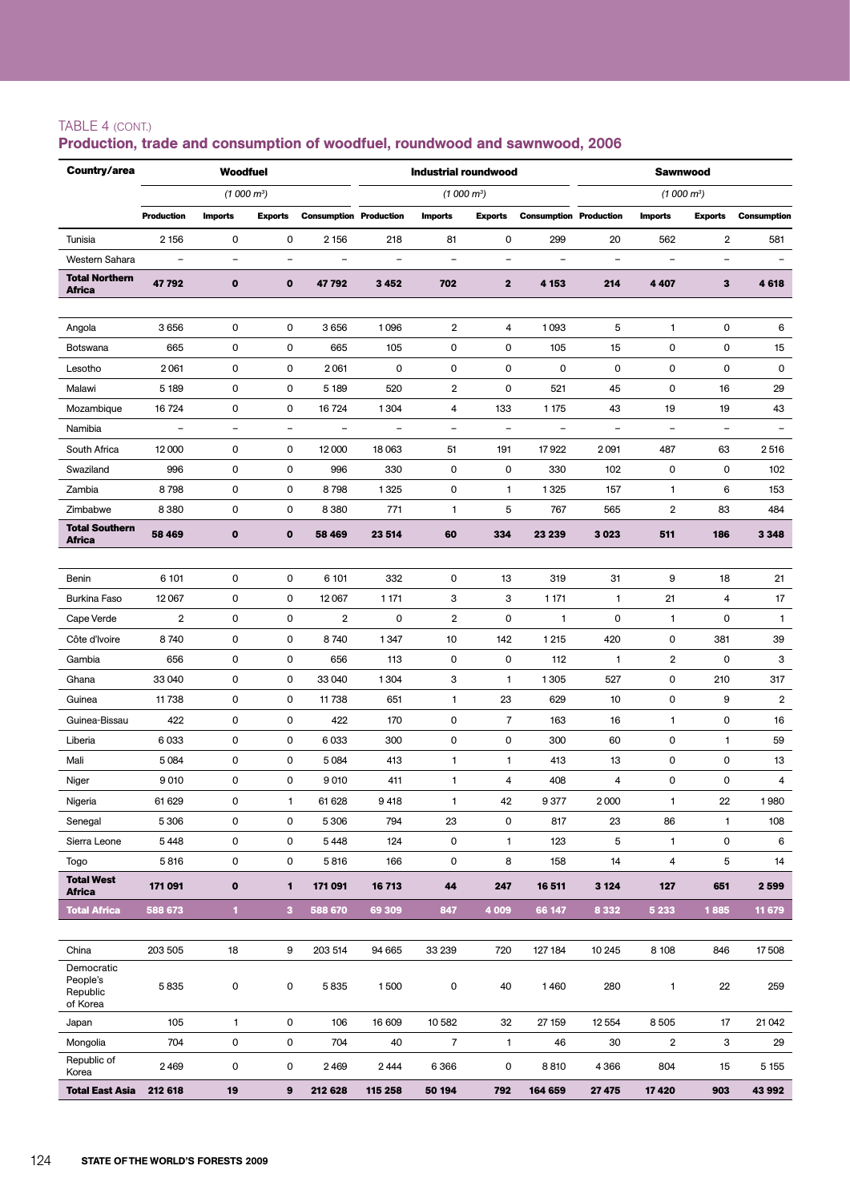TABLE 4 (CONT.)

## Production, trade and consumption of woodfuel, roundwood and sawnwood, 2006

| Country/area | Woodfuel | | | | Industrial roundwood | | | | Sawnwood | | | |
|---|---|---|---|---|---|---|---|---|---|---|---|---|
| | *(1 000 m³)* | | | | *(1 000 m³)* | | | | *(1 000 m³)* | | | |
| | **Production** | **Imports** | **Exports** | **Consumption** | **Production** | **Imports** | **Exports** | **Consumption** | **Production** | **Imports** | **Exports** | **Consumption** |
| Tunisia | 2 156 | 0 | 0 | 2 156 | 218 | 81 | 0 | 299 | 20 | 562 | 2 | 581 |
| Western Sahara | – | – | – | – | – | – | – | – | – | – | – | – |
| **Total Northern Africa** | **47 792** | **0** | **0** | **47 792** | **3 452** | **702** | **2** | **4 153** | **214** | **4 407** | **3** | **4 618** |
| Angola | 3 656 | 0 | 0 | 3 656 | 1 096 | 2 | 4 | 1 093 | 5 | 1 | 0 | 6 |
| Botswana | 665 | 0 | 0 | 665 | 105 | 0 | 0 | 105 | 15 | 0 | 0 | 15 |
| Lesotho | 2 061 | 0 | 0 | 2 061 | 0 | 0 | 0 | 0 | 0 | 0 | 0 | 0 |
| Malawi | 5 189 | 0 | 0 | 5 189 | 520 | 2 | 0 | 521 | 45 | 0 | 16 | 29 |
| Mozambique | 16 724 | 0 | 0 | 16 724 | 1 304 | 4 | 133 | 1 175 | 43 | 19 | 19 | 43 |
| Namibia | – | – | – | – | – | – | – | – | – | – | – | – |
| South Africa | 12 000 | 0 | 0 | 12 000 | 18 063 | 51 | 191 | 17 922 | 2 091 | 487 | 63 | 2 516 |
| Swaziland | 996 | 0 | 0 | 996 | 330 | 0 | 0 | 330 | 102 | 0 | 0 | 102 |
| Zambia | 8 798 | 0 | 0 | 8 798 | 1 325 | 0 | 1 | 1 325 | 157 | 1 | 6 | 153 |
| Zimbabwe | 8 380 | 0 | 0 | 8 380 | 771 | 1 | 5 | 767 | 565 | 2 | 83 | 484 |
| **Total Southern Africa** | **58 469** | **0** | **0** | **58 469** | **23 514** | **60** | **334** | **23 239** | **3 023** | **511** | **186** | **3 348** |
| Benin | 6 101 | 0 | 0 | 6 101 | 332 | 0 | 13 | 319 | 31 | 9 | 18 | 21 |
| Burkina Faso | 12 067 | 0 | 0 | 12 067 | 1 171 | 3 | 3 | 1 171 | 1 | 21 | 4 | 17 |
| Cape Verde | 2 | 0 | 0 | 2 | 0 | 2 | 0 | 1 | 0 | 1 | 0 | 1 |
| Côte d'Ivoire | 8 740 | 0 | 0 | 8 740 | 1 347 | 10 | 142 | 1 215 | 420 | 0 | 381 | 39 |
| Gambia | 656 | 0 | 0 | 656 | 113 | 0 | 0 | 112 | 1 | 2 | 0 | 3 |
| Ghana | 33 040 | 0 | 0 | 33 040 | 1 304 | 3 | 1 | 1 305 | 527 | 0 | 210 | 317 |
| Guinea | 11 738 | 0 | 0 | 11 738 | 651 | 1 | 23 | 629 | 10 | 0 | 9 | 2 |
| Guinea-Bissau | 422 | 0 | 0 | 422 | 170 | 0 | 7 | 163 | 16 | 1 | 0 | 16 |
| Liberia | 6 033 | 0 | 0 | 6 033 | 300 | 0 | 0 | 300 | 60 | 0 | 1 | 59 |
| Mali | 5 084 | 0 | 0 | 5 084 | 413 | 1 | 1 | 413 | 13 | 0 | 0 | 13 |
| Niger | 9 010 | 0 | 0 | 9 010 | 411 | 1 | 4 | 408 | 4 | 0 | 0 | 4 |
| Nigeria | 61 629 | 0 | 1 | 61 628 | 9 418 | 1 | 42 | 9 377 | 2 000 | 1 | 22 | 1 980 |
| Senegal | 5 306 | 0 | 0 | 5 306 | 794 | 23 | 0 | 817 | 23 | 86 | 1 | 108 |
| Sierra Leone | 5 448 | 0 | 0 | 5 448 | 124 | 0 | 1 | 123 | 5 | 1 | 0 | 6 |
| Togo | 5 816 | 0 | 0 | 5 816 | 166 | 0 | 8 | 158 | 14 | 4 | 5 | 14 |
| **Total West Africa** | **171 091** | **0** | **1** | **171 091** | **16 713** | **44** | **247** | **16 511** | **3 124** | **127** | **651** | **2 599** |
| **Total Africa** | **588 673** | **1** | **3** | **588 670** | **69 309** | **847** | **4 009** | **66 147** | **8 332** | **5 233** | **1 885** | **11 679** |
| China | 203 505 | 18 | 9 | 203 514 | 94 665 | 33 239 | 720 | 127 184 | 10 245 | 8 108 | 846 | 17 508 |
| Democratic People's Republic of Korea | 5 835 | 0 | 0 | 5 835 | 1 500 | 0 | 40 | 1 460 | 280 | 1 | 22 | 259 |
| Japan | 105 | 1 | 0 | 106 | 16 609 | 10 582 | 32 | 27 159 | 12 554 | 8 505 | 17 | 21 042 |
| Mongolia | 704 | 0 | 0 | 704 | 40 | 7 | 1 | 46 | 30 | 2 | 3 | 29 |
| Republic of Korea | 2 469 | 0 | 0 | 2 469 | 2 444 | 6 366 | 0 | 8 810 | 4 366 | 804 | 15 | 5 155 |
| **Total East Asia** | **212 618** | **19** | **9** | **212 628** | **115 258** | **50 194** | **792** | **164 659** | **27 475** | **17 420** | **903** | **43 992** |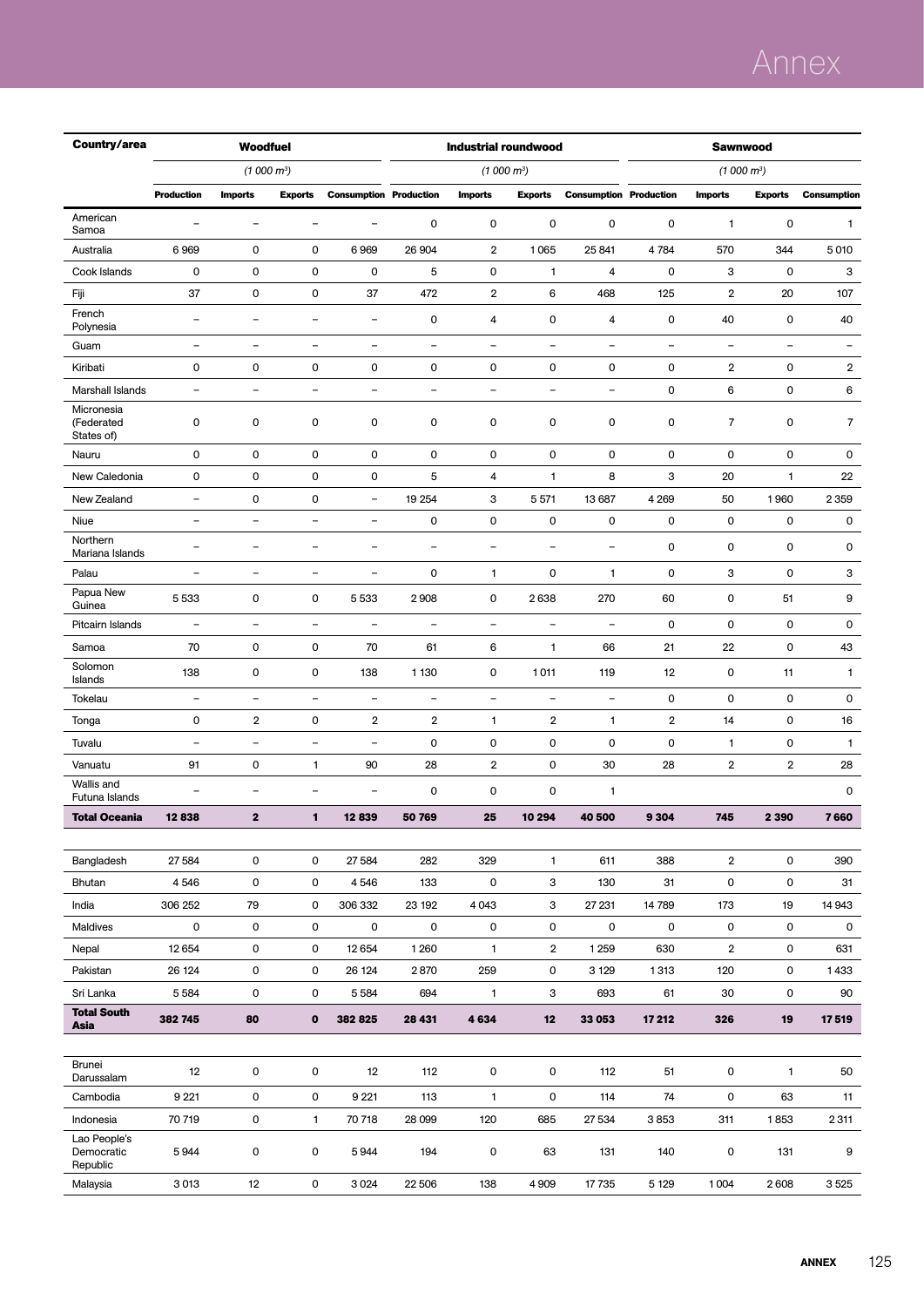| Country/area | Woodfuel | | | | Industrial roundwood | | | | Sawnwood | | | |
|---|---|---|---|---|---|---|---|---|---|---|---|---|
| | *(1 000 m³)* | | | | *(1 000 m³)* | | | | *(1 000 m³)* | | | |
| | **Production** | **Imports** | **Exports** | **Consumption** | **Production** | **Imports** | **Exports** | **Consumption** | **Production** | **Imports** | **Exports** | **Consumption** |
| American Samoa | – | – | – | – | 0 | 0 | 0 | 0 | 0 | 1 | 0 | 1 |
| Australia | 6 969 | 0 | 0 | 6 969 | 26 904 | 2 | 1 065 | 25 841 | 4 784 | 570 | 344 | 5 010 |
| Cook Islands | 0 | 0 | 0 | 0 | 5 | 0 | 1 | 4 | 0 | 3 | 0 | 3 |
| Fiji | 37 | 0 | 0 | 37 | 472 | 2 | 6 | 468 | 125 | 2 | 20 | 107 |
| French Polynesia | – | – | – | – | 0 | 4 | 0 | 4 | 0 | 40 | 0 | 40 |
| Guam | – | – | – | – | – | – | – | – | – | – | – | – |
| Kiribati | 0 | 0 | 0 | 0 | 0 | 0 | 0 | 0 | 0 | 2 | 0 | 2 |
| Marshall Islands | – | – | – | – | – | – | – | – | 0 | 6 | 0 | 6 |
| Micronesia (Federated States of) | 0 | 0 | 0 | 0 | 0 | 0 | 0 | 0 | 0 | 7 | 0 | 7 |
| Nauru | 0 | 0 | 0 | 0 | 0 | 0 | 0 | 0 | 0 | 0 | 0 | 0 |
| New Caledonia | 0 | 0 | 0 | 0 | 5 | 4 | 1 | 8 | 3 | 20 | 1 | 22 |
| New Zealand | – | 0 | 0 | – | 19 254 | 3 | 5 571 | 13 687 | 4 269 | 50 | 1 960 | 2 359 |
| Niue | – | – | – | – | 0 | 0 | 0 | 0 | 0 | 0 | 0 | 0 |
| Northern Mariana Islands | – | – | – | – | – | – | – | – | 0 | 0 | 0 | 0 |
| Palau | – | – | – | – | 0 | 1 | 0 | 1 | 0 | 3 | 0 | 3 |
| Papua New Guinea | 5 533 | 0 | 0 | 5 533 | 2 908 | 0 | 2 638 | 270 | 60 | 0 | 51 | 9 |
| Pitcairn Islands | – | – | – | – | – | – | – | – | 0 | 0 | 0 | 0 |
| Samoa | 70 | 0 | 0 | 70 | 61 | 6 | 1 | 66 | 21 | 22 | 0 | 43 |
| Solomon Islands | 138 | 0 | 0 | 138 | 1 130 | 0 | 1 011 | 119 | 12 | 0 | 11 | 1 |
| Tokelau | – | – | – | – | – | – | – | – | 0 | 0 | 0 | 0 |
| Tonga | 0 | 2 | 0 | 2 | 2 | 1 | 2 | 1 | 2 | 14 | 0 | 16 |
| Tuvalu | – | – | – | – | 0 | 0 | 0 | 0 | 0 | 1 | 0 | 1 |
| Vanuatu | 91 | 0 | 1 | 90 | 28 | 2 | 0 | 30 | 28 | 2 | 2 | 28 |
| Wallis and Futuna Islands | – | – | – | – | 0 | 0 | 0 | 1 | | | | 0 |
| **Total Oceania** | **12 838** | **2** | **1** | **12 839** | **50 769** | **25** | **10 294** | **40 500** | **9 304** | **745** | **2 390** | **7 660** |
| Bangladesh | 27 584 | 0 | 0 | 27 584 | 282 | 329 | 1 | 611 | 388 | 2 | 0 | 390 |
| Bhutan | 4 546 | 0 | 0 | 4 546 | 133 | 0 | 3 | 130 | 31 | 0 | 0 | 31 |
| India | 306 252 | 79 | 0 | 306 332 | 23 192 | 4 043 | 3 | 27 231 | 14 789 | 173 | 19 | 14 943 |
| Maldives | 0 | 0 | 0 | 0 | 0 | 0 | 0 | 0 | 0 | 0 | 0 | 0 |
| Nepal | 12 654 | 0 | 0 | 12 654 | 1 260 | 1 | 2 | 1 259 | 630 | 2 | 0 | 631 |
| Pakistan | 26 124 | 0 | 0 | 26 124 | 2 870 | 259 | 0 | 3 129 | 1 313 | 120 | 0 | 1 433 |
| Sri Lanka | 5 584 | 0 | 0 | 5 584 | 694 | 1 | 3 | 693 | 61 | 30 | 0 | 90 |
| **Total South Asia** | **382 745** | **80** | **0** | **382 825** | **28 431** | **4 634** | **12** | **33 053** | **17 212** | **326** | **19** | **17 519** |
| Brunei Darussalam | 12 | 0 | 0 | 12 | 112 | 0 | 0 | 112 | 51 | 0 | 1 | 50 |
| Cambodia | 9 221 | 0 | 0 | 9 221 | 113 | 1 | 0 | 114 | 74 | 0 | 63 | 11 |
| Indonesia | 70 719 | 0 | 1 | 70 718 | 28 099 | 120 | 685 | 27 534 | 3 853 | 311 | 1 853 | 2 311 |
| Lao People's Democratic Republic | 5 944 | 0 | 0 | 5 944 | 194 | 0 | 63 | 131 | 140 | 0 | 131 | 9 |
| Malaysia | 3 013 | 12 | 0 | 3 024 | 22 506 | 138 | 4 909 | 17 735 | 5 129 | 1 004 | 2 608 | 3 525 |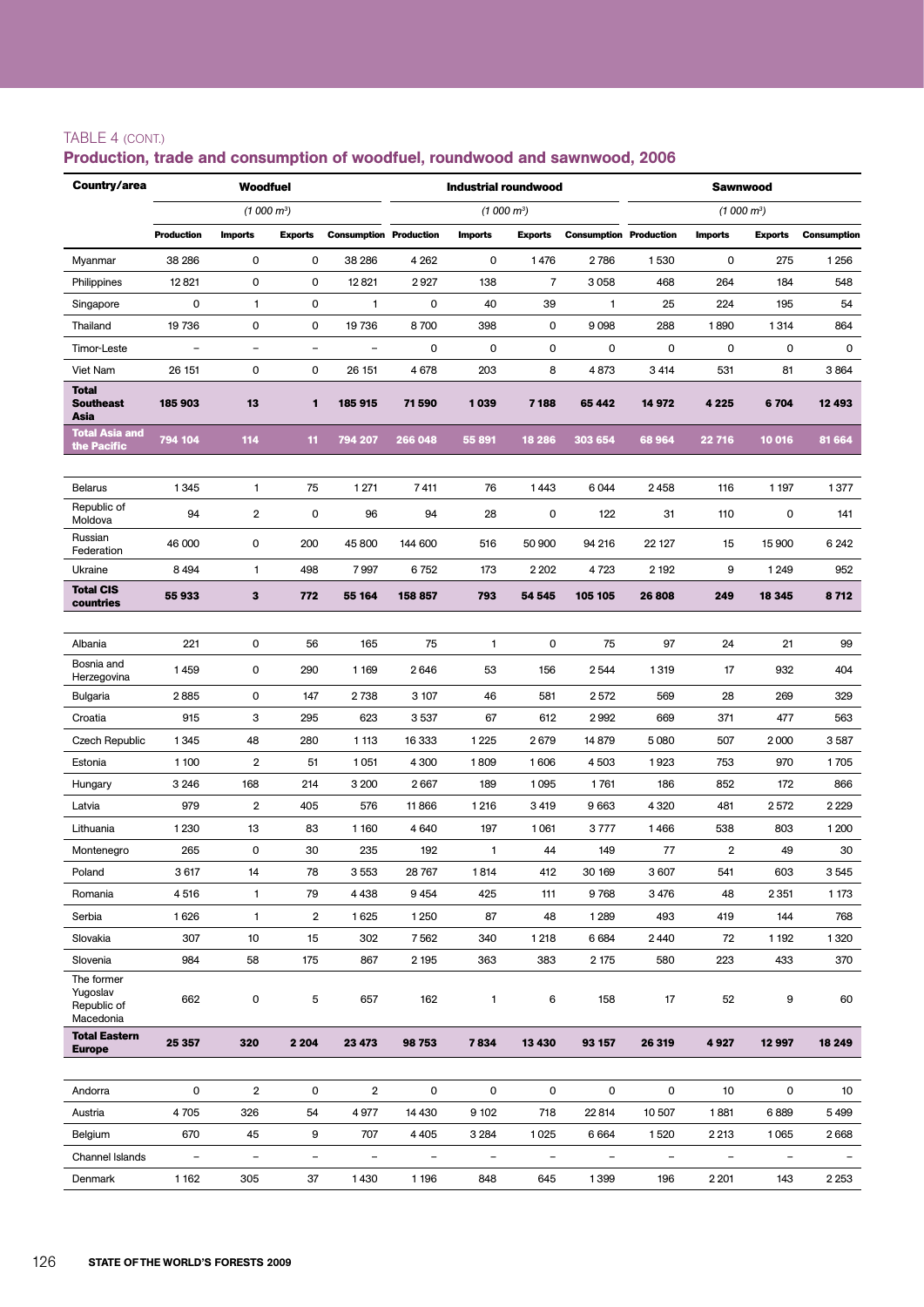TABLE 4 (CONT.)

## Production, trade and consumption of woodfuel, roundwood and sawnwood, 2006

| Country/area | Woodfuel | | | | Industrial roundwood | | | | Sawnwood | | | |
|---|---|---|---|---|---|---|---|---|---|---|---|---|
| | *(1 000 m³)* | | | | *(1 000 m³)* | | | | *(1 000 m³)* | | | |
| | **Production** | **Imports** | **Exports** | **Consumption** | **Production** | **Imports** | **Exports** | **Consumption** | **Production** | **Imports** | **Exports** | **Consumption** |
| Myanmar | 38 286 | 0 | 0 | 38 286 | 4 262 | 0 | 1 476 | 2 786 | 1 530 | 0 | 275 | 1 256 |
| Philippines | 12 821 | 0 | 0 | 12 821 | 2 927 | 138 | 7 | 3 058 | 468 | 264 | 184 | 548 |
| Singapore | 0 | 1 | 0 | 1 | 0 | 40 | 39 | 1 | 25 | 224 | 195 | 54 |
| Thailand | 19 736 | 0 | 0 | 19 736 | 8 700 | 398 | 0 | 9 098 | 288 | 1 890 | 1 314 | 864 |
| Timor-Leste | – | – | – | – | 0 | 0 | 0 | 0 | 0 | 0 | 0 | 0 |
| Viet Nam | 26 151 | 0 | 0 | 26 151 | 4 678 | 203 | 8 | 4 873 | 3 414 | 531 | 81 | 3 864 |
| **Total Southeast Asia** | **185 903** | **13** | **1** | **185 915** | **71 590** | **1 039** | **7 188** | **65 442** | **14 972** | **4 225** | **6 704** | **12 493** |
| **Total Asia and the Pacific** | **794 104** | **114** | **11** | **794 207** | **266 048** | **55 891** | **18 286** | **303 654** | **68 964** | **22 716** | **10 016** | **81 664** |
| Belarus | 1 345 | 1 | 75 | 1 271 | 7 411 | 76 | 1 443 | 6 044 | 2 458 | 116 | 1 197 | 1 377 |
| Republic of Moldova | 94 | 2 | 0 | 96 | 94 | 28 | 0 | 122 | 31 | 110 | 0 | 141 |
| Russian Federation | 46 000 | 0 | 200 | 45 800 | 144 600 | 516 | 50 900 | 94 216 | 22 127 | 15 | 15 900 | 6 242 |
| Ukraine | 8 494 | 1 | 498 | 7 997 | 6 752 | 173 | 2 202 | 4 723 | 2 192 | 9 | 1 249 | 952 |
| **Total CIS countries** | **55 933** | **3** | **772** | **55 164** | **158 857** | **793** | **54 545** | **105 105** | **26 808** | **249** | **18 345** | **8 712** |
| Albania | 221 | 0 | 56 | 165 | 75 | 1 | 0 | 75 | 97 | 24 | 21 | 99 |
| Bosnia and Herzegovina | 1 459 | 0 | 290 | 1 169 | 2 646 | 53 | 156 | 2 544 | 1 319 | 17 | 932 | 404 |
| Bulgaria | 2 885 | 0 | 147 | 2 738 | 3 107 | 46 | 581 | 2 572 | 569 | 28 | 269 | 329 |
| Croatia | 915 | 3 | 295 | 623 | 3 537 | 67 | 612 | 2 992 | 669 | 371 | 477 | 563 |
| Czech Republic | 1 345 | 48 | 280 | 1 113 | 16 333 | 1 225 | 2 679 | 14 879 | 5 080 | 507 | 2 000 | 3 587 |
| Estonia | 1 100 | 2 | 51 | 1 051 | 4 300 | 1 809 | 1 606 | 4 503 | 1 923 | 753 | 970 | 1 705 |
| Hungary | 3 246 | 168 | 214 | 3 200 | 2 667 | 189 | 1 095 | 1 761 | 186 | 852 | 172 | 866 |
| Latvia | 979 | 2 | 405 | 576 | 11 866 | 1 216 | 3 419 | 9 663 | 4 320 | 481 | 2 572 | 2 229 |
| Lithuania | 1 230 | 13 | 83 | 1 160 | 4 640 | 197 | 1 061 | 3 777 | 1 466 | 538 | 803 | 1 200 |
| Montenegro | 265 | 0 | 30 | 235 | 192 | 1 | 44 | 149 | 77 | 2 | 49 | 30 |
| Poland | 3 617 | 14 | 78 | 3 553 | 28 767 | 1 814 | 412 | 30 169 | 3 607 | 541 | 603 | 3 545 |
| Romania | 4 516 | 1 | 79 | 4 438 | 9 454 | 425 | 111 | 9 768 | 3 476 | 48 | 2 351 | 1 173 |
| Serbia | 1 626 | 1 | 2 | 1 625 | 1 250 | 87 | 48 | 1 289 | 493 | 419 | 144 | 768 |
| Slovakia | 307 | 10 | 15 | 302 | 7 562 | 340 | 1 218 | 6 684 | 2 440 | 72 | 1 192 | 1 320 |
| Slovenia | 984 | 58 | 175 | 867 | 2 195 | 363 | 383 | 2 175 | 580 | 223 | 433 | 370 |
| The former Yugoslav Republic of Macedonia | 662 | 0 | 5 | 657 | 162 | 1 | 6 | 158 | 17 | 52 | 9 | 60 |
| **Total Eastern Europe** | **25 357** | **320** | **2 204** | **23 473** | **98 753** | **7 834** | **13 430** | **93 157** | **26 319** | **4 927** | **12 997** | **18 249** |
| Andorra | 0 | 2 | 0 | 2 | 0 | 0 | 0 | 0 | 0 | 10 | 0 | 10 |
| Austria | 4 705 | 326 | 54 | 4 977 | 14 430 | 9 102 | 718 | 22 814 | 10 507 | 1 881 | 6 889 | 5 499 |
| Belgium | 670 | 45 | 9 | 707 | 4 405 | 3 284 | 1 025 | 6 664 | 1 520 | 2 213 | 1 065 | 2 668 |
| Channel Islands | – | – | – | – | – | – | – | – | – | – | – | – |
| Denmark | 1 162 | 305 | 37 | 1 430 | 1 196 | 848 | 645 | 1 399 | 196 | 2 201 | 143 | 2 253 |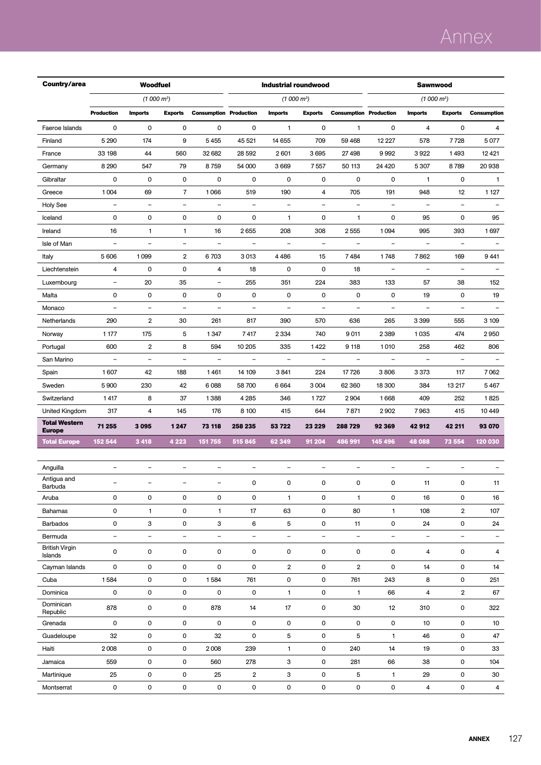| Country/area | Woodfuel | | | | Industrial roundwood | | | | Sawnwood | | | |
|---|---|---|---|---|---|---|---|---|---|---|---|---|
| | *(1 000 m³)* | | | | *(1 000 m³)* | | | | *(1 000 m³)* | | | |
| | **Production** | **Imports** | **Exports** | **Consumption** | **Production** | **Imports** | **Exports** | **Consumption** | **Production** | **Imports** | **Exports** | **Consumption** |
| Faeroe Islands | 0 | 0 | 0 | 0 | 0 | 1 | 0 | 1 | 0 | 4 | 0 | 4 |
| Finland | 5 290 | 174 | 9 | 5 455 | 45 521 | 14 655 | 709 | 59 468 | 12 227 | 578 | 7 728 | 5 077 |
| France | 33 198 | 44 | 560 | 32 682 | 28 592 | 2 601 | 3 695 | 27 498 | 9 992 | 3 922 | 1 493 | 12 421 |
| Germany | 8 290 | 547 | 79 | 8 759 | 54 000 | 3 669 | 7 557 | 50 113 | 24 420 | 5 307 | 8 789 | 20 938 |
| Gibraltar | 0 | 0 | 0 | 0 | 0 | 0 | 0 | 0 | 0 | 1 | 0 | 1 |
| Greece | 1 004 | 69 | 7 | 1 066 | 519 | 190 | 4 | 705 | 191 | 948 | 12 | 1 127 |
| Holy See | – | – | – | – | – | – | – | – | – | – | – | – |
| Iceland | 0 | 0 | 0 | 0 | 0 | 1 | 0 | 1 | 0 | 95 | 0 | 95 |
| Ireland | 16 | 1 | 1 | 16 | 2 655 | 208 | 308 | 2 555 | 1 094 | 995 | 393 | 1 697 |
| Isle of Man | – | – | – | – | – | – | – | – | – | – | – | – |
| Italy | 5 606 | 1 099 | 2 | 6 703 | 3 013 | 4 486 | 15 | 7 484 | 1 748 | 7 862 | 169 | 9 441 |
| Liechtenstein | 4 | 0 | 0 | 4 | 18 | 0 | 0 | 18 | – | – | – | – |
| Luxembourg | – | 20 | 35 | – | 255 | 351 | 224 | 383 | 133 | 57 | 38 | 152 |
| Malta | 0 | 0 | 0 | 0 | 0 | 0 | 0 | 0 | 0 | 19 | 0 | 19 |
| Monaco | – | – | – | – | – | – | – | – | – | – | – | – |
| Netherlands | 290 | 2 | 30 | 261 | 817 | 390 | 570 | 636 | 265 | 3 399 | 555 | 3 109 |
| Norway | 1 177 | 175 | 5 | 1 347 | 7 417 | 2 334 | 740 | 9 011 | 2 389 | 1 035 | 474 | 2 950 |
| Portugal | 600 | 2 | 8 | 594 | 10 205 | 335 | 1 422 | 9 118 | 1 010 | 258 | 462 | 806 |
| San Marino | – | – | – | – | – | – | – | – | – | – | – | – |
| Spain | 1 607 | 42 | 188 | 1 461 | 14 109 | 3 841 | 224 | 17 726 | 3 806 | 3 373 | 117 | 7 062 |
| Sweden | 5 900 | 230 | 42 | 6 088 | 58 700 | 6 664 | 3 004 | 62 360 | 18 300 | 384 | 13 217 | 5 467 |
| Switzerland | 1 417 | 8 | 37 | 1 388 | 4 285 | 346 | 1 727 | 2 904 | 1 668 | 409 | 252 | 1 825 |
| United Kingdom | 317 | 4 | 145 | 176 | 8 100 | 415 | 644 | 7 871 | 2 902 | 7 963 | 415 | 10 449 |
| **Total Western Europe** | **71 255** | **3 095** | **1 247** | **73 118** | **258 235** | **53 722** | **23 229** | **288 729** | **92 369** | **42 912** | **42 211** | **93 070** |
| **Total Europe** | **152 544** | **3 418** | **4 223** | **151 755** | **515 845** | **62 349** | **91 204** | **486 991** | **145 496** | **48 088** | **73 554** | **120 030** |
| Anguilla | – | – | – | – | – | – | – | – | – | – | – | – |
| Antigua and Barbuda | – | – | – | – | 0 | 0 | 0 | 0 | 0 | 11 | 0 | 11 |
| Aruba | 0 | 0 | 0 | 0 | 0 | 1 | 0 | 1 | 0 | 16 | 0 | 16 |
| Bahamas | 0 | 1 | 0 | 1 | 17 | 63 | 0 | 80 | 1 | 108 | 2 | 107 |
| Barbados | 0 | 3 | 0 | 3 | 6 | 5 | 0 | 11 | 0 | 24 | 0 | 24 |
| Bermuda | – | – | – | – | – | – | – | – | – | – | – | – |
| British Virgin Islands | 0 | 0 | 0 | 0 | 0 | 0 | 0 | 0 | 0 | 4 | 0 | 4 |
| Cayman Islands | 0 | 0 | 0 | 0 | 0 | 2 | 0 | 2 | 0 | 14 | 0 | 14 |
| Cuba | 1 584 | 0 | 0 | 1 584 | 761 | 0 | 0 | 761 | 243 | 8 | 0 | 251 |
| Dominica | 0 | 0 | 0 | 0 | 0 | 1 | 0 | 1 | 66 | 4 | 2 | 67 |
| Dominican Republic | 878 | 0 | 0 | 878 | 14 | 17 | 0 | 30 | 12 | 310 | 0 | 322 |
| Grenada | 0 | 0 | 0 | 0 | 0 | 0 | 0 | 0 | 0 | 10 | 0 | 10 |
| Guadeloupe | 32 | 0 | 0 | 32 | 0 | 5 | 0 | 5 | 1 | 46 | 0 | 47 |
| Haiti | 2 008 | 0 | 0 | 2 008 | 239 | 1 | 0 | 240 | 14 | 19 | 0 | 33 |
| Jamaica | 559 | 0 | 0 | 560 | 278 | 3 | 0 | 281 | 66 | 38 | 0 | 104 |
| Martinique | 25 | 0 | 0 | 25 | 2 | 3 | 0 | 5 | 1 | 29 | 0 | 30 |
| Montserrat | 0 | 0 | 0 | 0 | 0 | 0 | 0 | 0 | 0 | 4 | 0 | 4 |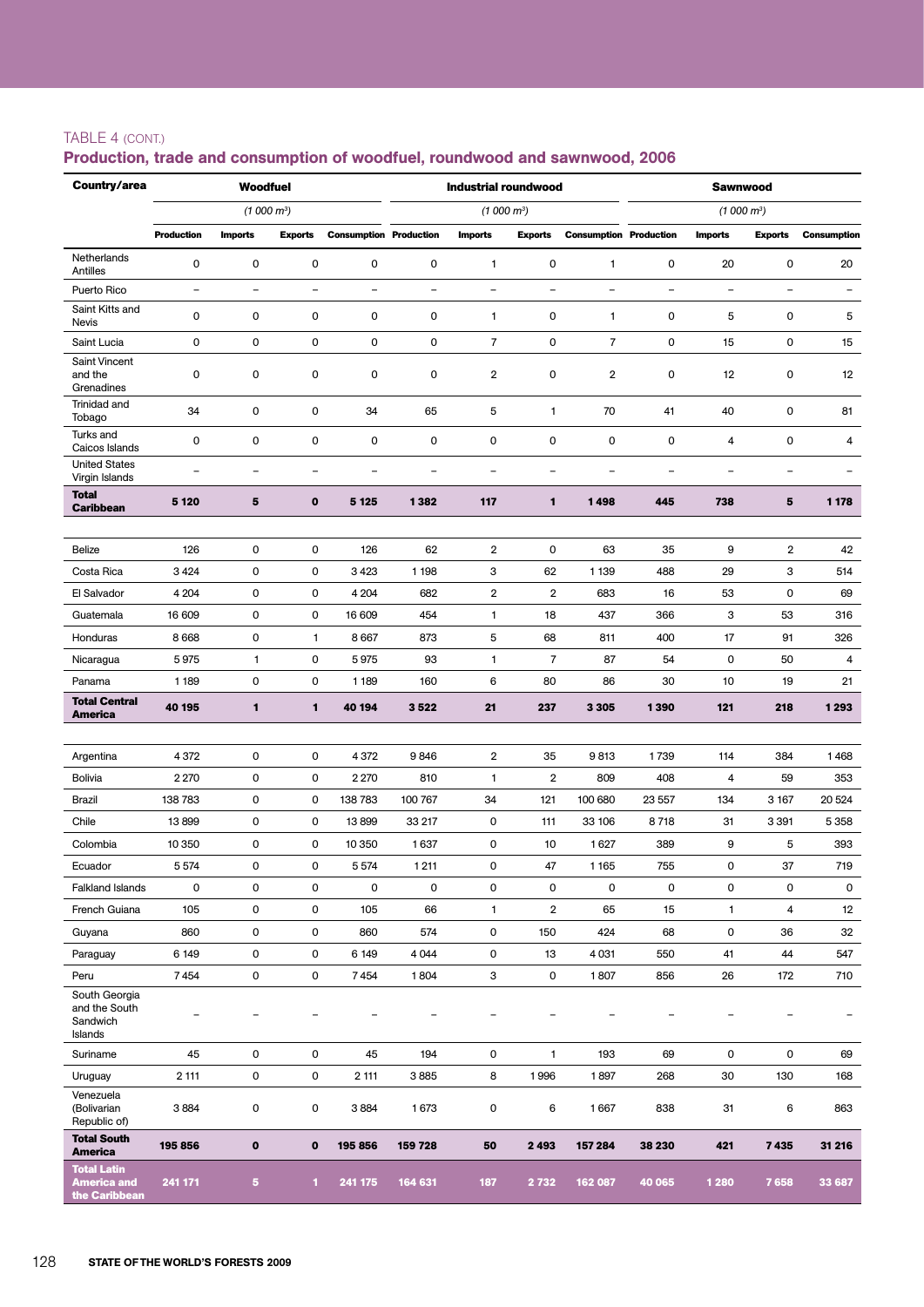TABLE 4 (CONT.)

## Production, trade and consumption of woodfuel, roundwood and sawnwood, 2006

| Country/area | Woodfuel | | | | Industrial roundwood | | | | Sawnwood | | | |
|---|---|---|---|---|---|---|---|---|---|---|---|---|
| | *(1 000 m³)* | | | | *(1 000 m³)* | | | | *(1 000 m³)* | | | |
| | Production | Imports | Exports | Consumption | Production | Imports | Exports | Consumption | Production | Imports | Exports | Consumption |
| Netherlands Antilles | 0 | 0 | 0 | 0 | 0 | 1 | 0 | 1 | 0 | 20 | 0 | 20 |
| Puerto Rico | – | – | – | – | – | – | – | – | – | – | – | – |
| Saint Kitts and Nevis | 0 | 0 | 0 | 0 | 0 | 1 | 0 | 1 | 0 | 5 | 0 | 5 |
| Saint Lucia | 0 | 0 | 0 | 0 | 0 | 7 | 0 | 7 | 0 | 15 | 0 | 15 |
| Saint Vincent and the Grenadines | 0 | 0 | 0 | 0 | 0 | 2 | 0 | 2 | 0 | 12 | 0 | 12 |
| Trinidad and Tobago | 34 | 0 | 0 | 34 | 65 | 5 | 1 | 70 | 41 | 40 | 0 | 81 |
| Turks and Caicos Islands | 0 | 0 | 0 | 0 | 0 | 0 | 0 | 0 | 0 | 4 | 0 | 4 |
| United States Virgin Islands | – | – | – | – | – | – | – | – | – | – | – | – |
| **Total Caribbean** | **5 120** | **5** | **0** | **5 125** | **1 382** | **117** | **1** | **1 498** | **445** | **738** | **5** | **1 178** |
| | | | | | | | | | | | | |
| Belize | 126 | 0 | 0 | 126 | 62 | 2 | 0 | 63 | 35 | 9 | 2 | 42 |
| Costa Rica | 3 424 | 0 | 0 | 3 423 | 1 198 | 3 | 62 | 1 139 | 488 | 29 | 3 | 514 |
| El Salvador | 4 204 | 0 | 0 | 4 204 | 682 | 2 | 2 | 683 | 16 | 53 | 0 | 69 |
| Guatemala | 16 609 | 0 | 0 | 16 609 | 454 | 1 | 18 | 437 | 366 | 3 | 53 | 316 |
| Honduras | 8 668 | 0 | 1 | 8 667 | 873 | 5 | 68 | 811 | 400 | 17 | 91 | 326 |
| Nicaragua | 5 975 | 1 | 0 | 5 975 | 93 | 1 | 7 | 87 | 54 | 0 | 50 | 4 |
| Panama | 1 189 | 0 | 0 | 1 189 | 160 | 6 | 80 | 86 | 30 | 10 | 19 | 21 |
| **Total Central America** | **40 195** | **1** | **1** | **40 194** | **3 522** | **21** | **237** | **3 305** | **1 390** | **121** | **218** | **1 293** |
| | | | | | | | | | | | | |
| Argentina | 4 372 | 0 | 0 | 4 372 | 9 846 | 2 | 35 | 9 813 | 1 739 | 114 | 384 | 1 468 |
| Bolivia | 2 270 | 0 | 0 | 2 270 | 810 | 1 | 2 | 809 | 408 | 4 | 59 | 353 |
| Brazil | 138 783 | 0 | 0 | 138 783 | 100 767 | 34 | 121 | 100 680 | 23 557 | 134 | 3 167 | 20 524 |
| Chile | 13 899 | 0 | 0 | 13 899 | 33 217 | 0 | 111 | 33 106 | 8 718 | 31 | 3 391 | 5 358 |
| Colombia | 10 350 | 0 | 0 | 10 350 | 1 637 | 0 | 10 | 1 627 | 389 | 9 | 5 | 393 |
| Ecuador | 5 574 | 0 | 0 | 5 574 | 1 211 | 0 | 47 | 1 165 | 755 | 0 | 37 | 719 |
| Falkland Islands | 0 | 0 | 0 | 0 | 0 | 0 | 0 | 0 | 0 | 0 | 0 | 0 |
| French Guiana | 105 | 0 | 0 | 105 | 66 | 1 | 2 | 65 | 15 | 1 | 4 | 12 |
| Guyana | 860 | 0 | 0 | 860 | 574 | 0 | 150 | 424 | 68 | 0 | 36 | 32 |
| Paraguay | 6 149 | 0 | 0 | 6 149 | 4 044 | 0 | 13 | 4 031 | 550 | 41 | 44 | 547 |
| Peru | 7 454 | 0 | 0 | 7 454 | 1 804 | 3 | 0 | 1 807 | 856 | 26 | 172 | 710 |
| South Georgia and the South Sandwich Islands | – | – | – | – | – | – | – | – | – | – | – | – |
| Suriname | 45 | 0 | 0 | 45 | 194 | 0 | 1 | 193 | 69 | 0 | 0 | 69 |
| Uruguay | 2 111 | 0 | 0 | 2 111 | 3 885 | 8 | 1 996 | 1 897 | 268 | 30 | 130 | 168 |
| Venezuela (Bolivarian Republic of) | 3 884 | 0 | 0 | 3 884 | 1 673 | 0 | 6 | 1 667 | 838 | 31 | 6 | 863 |
| **Total South America** | **195 856** | **0** | **0** | **195 856** | **159 728** | **50** | **2 493** | **157 284** | **38 230** | **421** | **7 435** | **31 216** |
| **Total Latin America and the Caribbean** | **241 171** | **5** | **1** | **241 175** | **164 631** | **187** | **2 732** | **162 087** | **40 065** | **1 280** | **7 658** | **33 687** |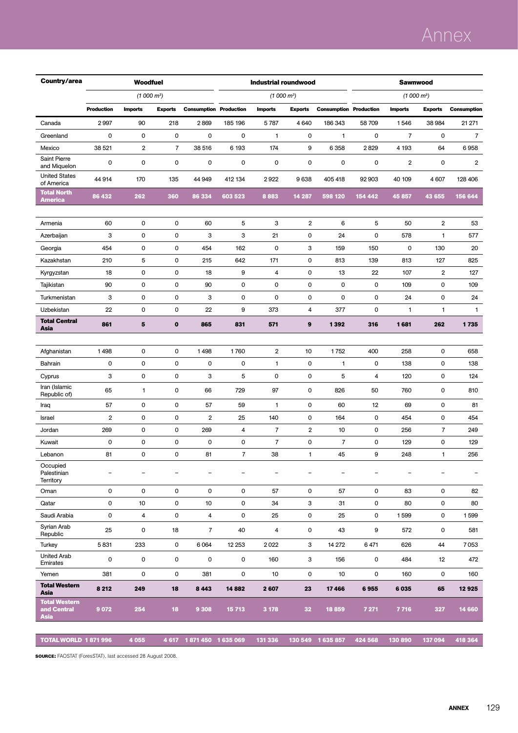| Country/area | Woodfuel (1 000 m³) | | | | Industrial roundwood (1 000 m³) | | | | Sawnwood (1 000 m³) | | | |
|---|---|---|---|---|---|---|---|---|---|---|---|---|
| | Production | Imports | Exports | Consumption | Production | Imports | Exports | Consumption | Production | Imports | Exports | Consumption |
| Canada | 2 997 | 90 | 218 | 2 869 | 185 196 | 5 787 | 4 640 | 186 343 | 58 709 | 1 546 | 38 984 | 21 271 |
| Greenland | 0 | 0 | 0 | 0 | 0 | 1 | 0 | 1 | 0 | 7 | 0 | 7 |
| Mexico | 38 521 | 2 | 7 | 38 516 | 6 193 | 174 | 9 | 6 358 | 2 829 | 4 193 | 64 | 6 958 |
| Saint Pierre and Miquelon | 0 | 0 | 0 | 0 | 0 | 0 | 0 | 0 | 0 | 2 | 0 | 2 |
| United States of America | 44 914 | 170 | 135 | 44 949 | 412 134 | 2 922 | 9 638 | 405 418 | 92 903 | 40 109 | 4 607 | 128 406 |
| **Total North America** | **86 432** | **262** | **360** | **86 334** | **603 523** | **8 883** | **14 287** | **598 120** | **154 442** | **45 857** | **43 655** | **156 644** |
| | | | | | | | | | | | | |
| Armenia | 60 | 0 | 0 | 60 | 5 | 3 | 2 | 6 | 5 | 50 | 2 | 53 |
| Azerbaijan | 3 | 0 | 0 | 3 | 3 | 21 | 0 | 24 | 0 | 578 | 1 | 577 |
| Georgia | 454 | 0 | 0 | 454 | 162 | 0 | 3 | 159 | 150 | 0 | 130 | 20 |
| Kazakhstan | 210 | 5 | 0 | 215 | 642 | 171 | 0 | 813 | 139 | 813 | 127 | 825 |
| Kyrgyzstan | 18 | 0 | 0 | 18 | 9 | 4 | 0 | 13 | 22 | 107 | 2 | 127 |
| Tajikistan | 90 | 0 | 0 | 90 | 0 | 0 | 0 | 0 | 0 | 109 | 0 | 109 |
| Turkmenistan | 3 | 0 | 0 | 3 | 0 | 0 | 0 | 0 | 0 | 24 | 0 | 24 |
| Uzbekistan | 22 | 0 | 0 | 22 | 9 | 373 | 4 | 377 | 0 | 1 | 1 | 1 |
| **Total Central Asia** | **861** | **5** | **0** | **865** | **831** | **571** | **9** | **1 392** | **316** | **1 681** | **262** | **1 735** |
| | | | | | | | | | | | | |
| Afghanistan | 1 498 | 0 | 0 | 1 498 | 1 760 | 2 | 10 | 1 752 | 400 | 258 | 0 | 658 |
| Bahrain | 0 | 0 | 0 | 0 | 0 | 1 | 0 | 1 | 0 | 138 | 0 | 138 |
| Cyprus | 3 | 0 | 0 | 3 | 5 | 0 | 0 | 5 | 4 | 120 | 0 | 124 |
| Iran (Islamic Republic of) | 65 | 1 | 0 | 66 | 729 | 97 | 0 | 826 | 50 | 760 | 0 | 810 |
| Iraq | 57 | 0 | 0 | 57 | 59 | 1 | 0 | 60 | 12 | 69 | 0 | 81 |
| Israel | 2 | 0 | 0 | 2 | 25 | 140 | 0 | 164 | 0 | 454 | 0 | 454 |
| Jordan | 269 | 0 | 0 | 269 | 4 | 7 | 2 | 10 | 0 | 256 | 7 | 249 |
| Kuwait | 0 | 0 | 0 | 0 | 0 | 7 | 0 | 7 | 0 | 129 | 0 | 129 |
| Lebanon | 81 | 0 | 0 | 81 | 7 | 38 | 1 | 45 | 9 | 248 | 1 | 256 |
| Occupied Palestinian Territory | – | – | – | – | – | – | – | – | – | – | – | – |
| Oman | 0 | 0 | 0 | 0 | 0 | 57 | 0 | 57 | 0 | 83 | 0 | 82 |
| Qatar | 0 | 10 | 0 | 10 | 0 | 34 | 3 | 31 | 0 | 80 | 0 | 80 |
| Saudi Arabia | 0 | 4 | 0 | 4 | 0 | 25 | 0 | 25 | 0 | 1 599 | 0 | 1 599 |
| Syrian Arab Republic | 25 | 0 | 18 | 7 | 40 | 4 | 0 | 43 | 9 | 572 | 0 | 581 |
| Turkey | 5 831 | 233 | 0 | 6 064 | 12 253 | 2 022 | 3 | 14 272 | 6 471 | 626 | 44 | 7 053 |
| United Arab Emirates | 0 | 0 | 0 | 0 | 0 | 160 | 3 | 156 | 0 | 484 | 12 | 472 |
| Yemen | 381 | 0 | 0 | 381 | 0 | 10 | 0 | 10 | 0 | 160 | 0 | 160 |
| **Total Western Asia** | **8 212** | **249** | **18** | **8 443** | **14 882** | **2 607** | **23** | **17 466** | **6 955** | **6 035** | **65** | **12 925** |
| **Total Western and Central Asia** | **9 072** | **254** | **18** | **9 308** | **15 713** | **3 178** | **32** | **18 859** | **7 271** | **7 716** | **327** | **14 660** |
| | | | | | | | | | | | | |
| **TOTAL WORLD** | **1 871 996** | **4 055** | **4 617** | **1 871 450** | **1 635 069** | **131 336** | **130 549** | **1 635 857** | **424 568** | **130 890** | **137 094** | **418 364** |

**SOURCE:** FAOSTAT (ForesSTAT), last accessed 28 August 2008.